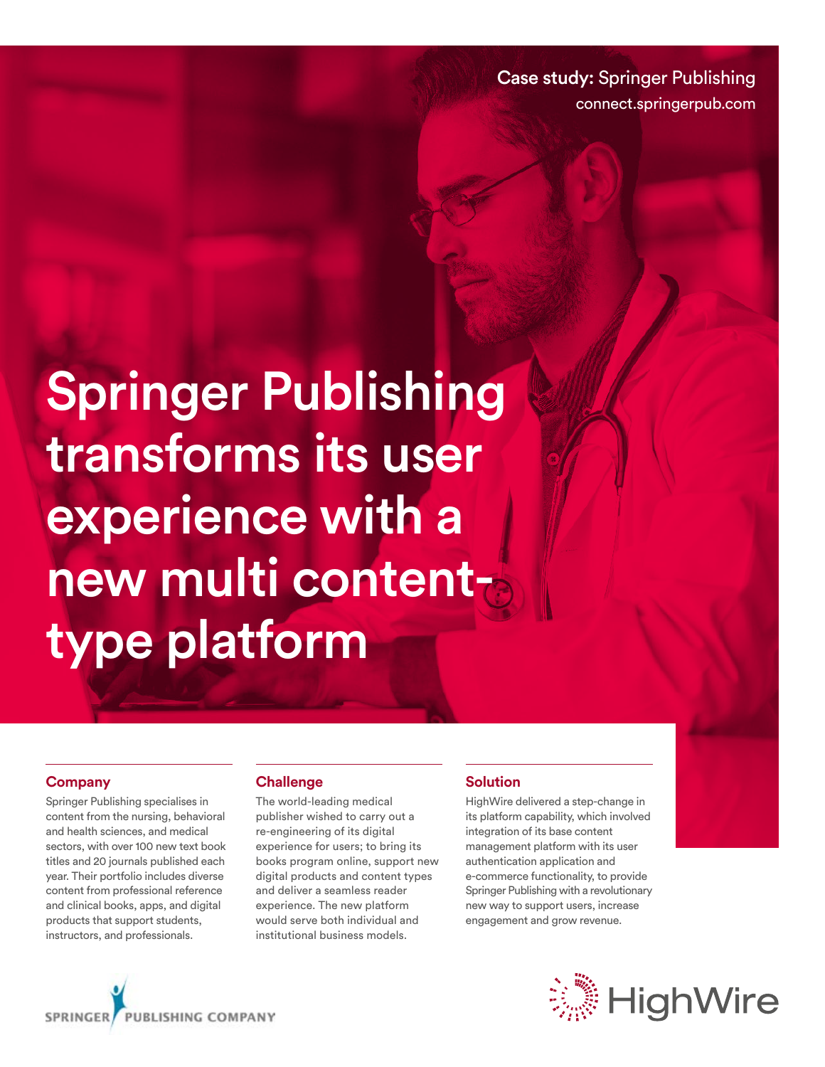**Case study:** Springer Publishing
connect.springerpub.com

# Springer Publishing transforms its user experience with a new multi content-type platform

## Company

Springer Publishing specialises in content from the nursing, behavioral and health sciences, and medical sectors, with over 100 new text book titles and 20 journals published each year. Their portfolio includes diverse content from professional reference and clinical books, apps, and digital products that support students, instructors, and professionals.

## Challenge

The world-leading medical publisher wished to carry out a re-engineering of its digital experience for users; to bring its books program online, support new digital products and content types and deliver a seamless reader experience. The new platform would serve both individual and institutional business models.

## Solution

HighWire delivered a step-change in its platform capability, which involved integration of its base content management platform with its user authentication application and e-commerce functionality, to provide Springer Publishing with a revolutionary new way to support users, increase engagement and grow revenue.

SPRINGER PUBLISHING COMPANY

HighWire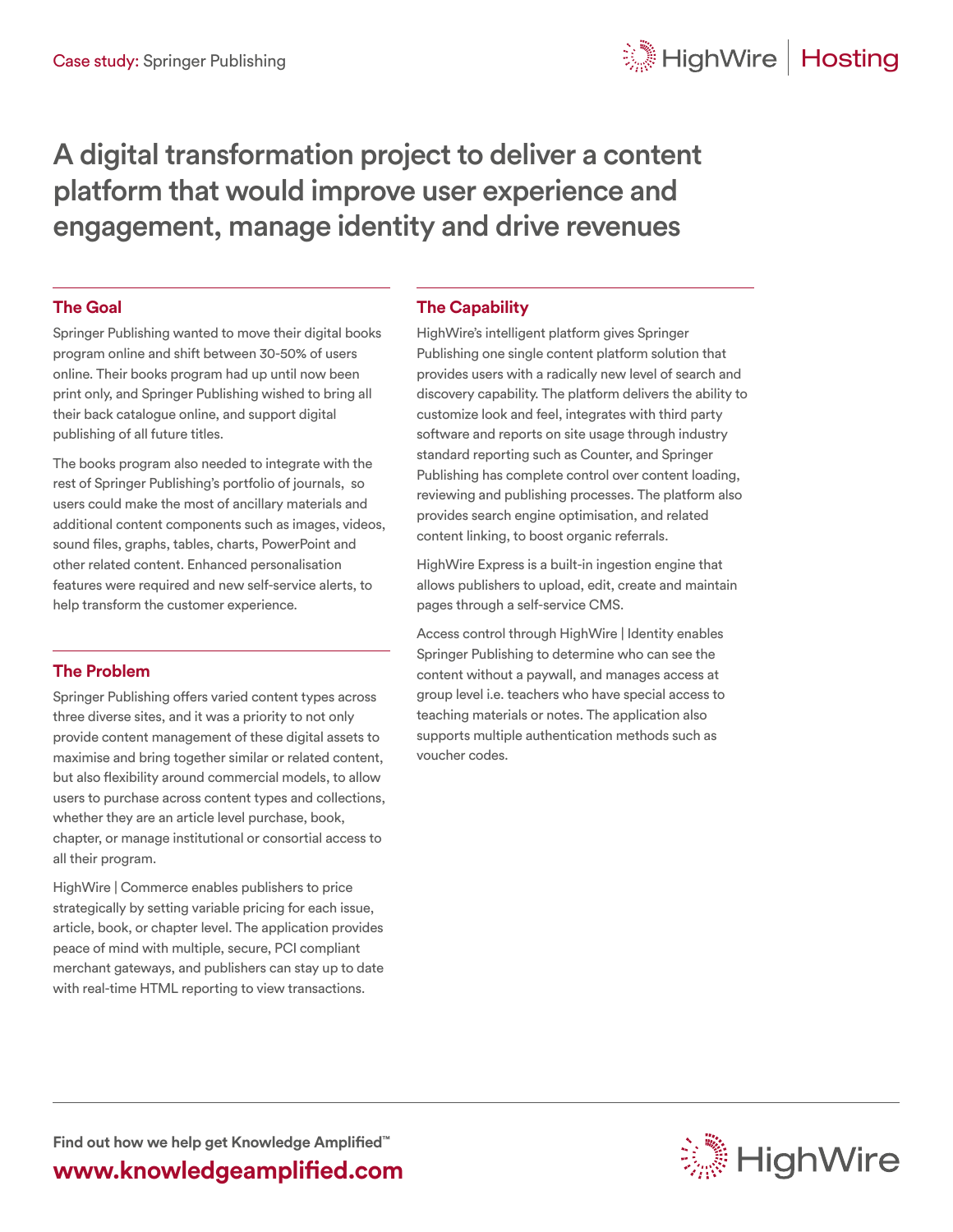Case study: Springer Publishing

# A digital transformation project to deliver a content platform that would improve user experience and engagement, manage identity and drive revenues

## The Goal

Springer Publishing wanted to move their digital books program online and shift between 30-50% of users online. Their books program had up until now been print only, and Springer Publishing wished to bring all their back catalogue online, and support digital publishing of all future titles.

The books program also needed to integrate with the rest of Springer Publishing's portfolio of journals, so users could make the most of ancillary materials and additional content components such as images, videos, sound files, graphs, tables, charts, PowerPoint and other related content. Enhanced personalisation features were required and new self-service alerts, to help transform the customer experience.

## The Problem

Springer Publishing offers varied content types across three diverse sites, and it was a priority to not only provide content management of these digital assets to maximise and bring together similar or related content, but also flexibility around commercial models, to allow users to purchase across content types and collections, whether they are an article level purchase, book, chapter, or manage institutional or consortial access to all their program.

HighWire | Commerce enables publishers to price strategically by setting variable pricing for each issue, article, book, or chapter level. The application provides peace of mind with multiple, secure, PCI compliant merchant gateways, and publishers can stay up to date with real-time HTML reporting to view transactions.

## The Capability

HighWire's intelligent platform gives Springer Publishing one single content platform solution that provides users with a radically new level of search and discovery capability. The platform delivers the ability to customize look and feel, integrates with third party software and reports on site usage through industry standard reporting such as Counter, and Springer Publishing has complete control over content loading, reviewing and publishing processes. The platform also provides search engine optimisation, and related content linking, to boost organic referrals.

HighWire Express is a built-in ingestion engine that allows publishers to upload, edit, create and maintain pages through a self-service CMS.

Access control through HighWire | Identity enables Springer Publishing to determine who can see the content without a paywall, and manages access at group level i.e. teachers who have special access to teaching materials or notes. The application also supports multiple authentication methods such as voucher codes.

**Find out how we help get Knowledge Amplified™**

**www.knowledgeamplified.com**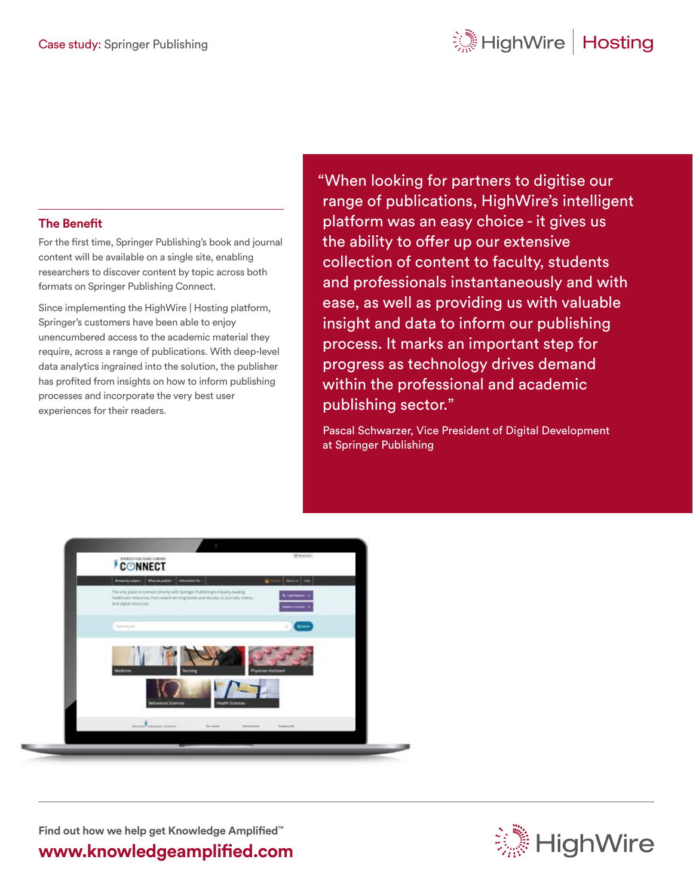## The Benefit

For the first time, Springer Publishing's book and journal content will be available on a single site, enabling researchers to discover content by topic across both formats on Springer Publishing Connect.

Since implementing the HighWire | Hosting platform, Springer's customers have been able to enjoy unencumbered access to the academic material they require, across a range of publications. With deep-level data analytics ingrained into the solution, the publisher has profited from insights on how to inform publishing processes and incorporate the very best user experiences for their readers.

"When looking for partners to digitise our range of publications, HighWire's intelligent platform was an easy choice - it gives us the ability to offer up our extensive collection of content to faculty, students and professionals instantaneously and with ease, as well as providing us with valuable insight and data to inform our publishing process. It marks an important step for progress as technology drives demand within the professional and academic publishing sector."

Pascal Schwarzer, Vice President of Digital Development at Springer Publishing

Find out how we help get Knowledge Amplified™

**www.knowledgeamplified.com**